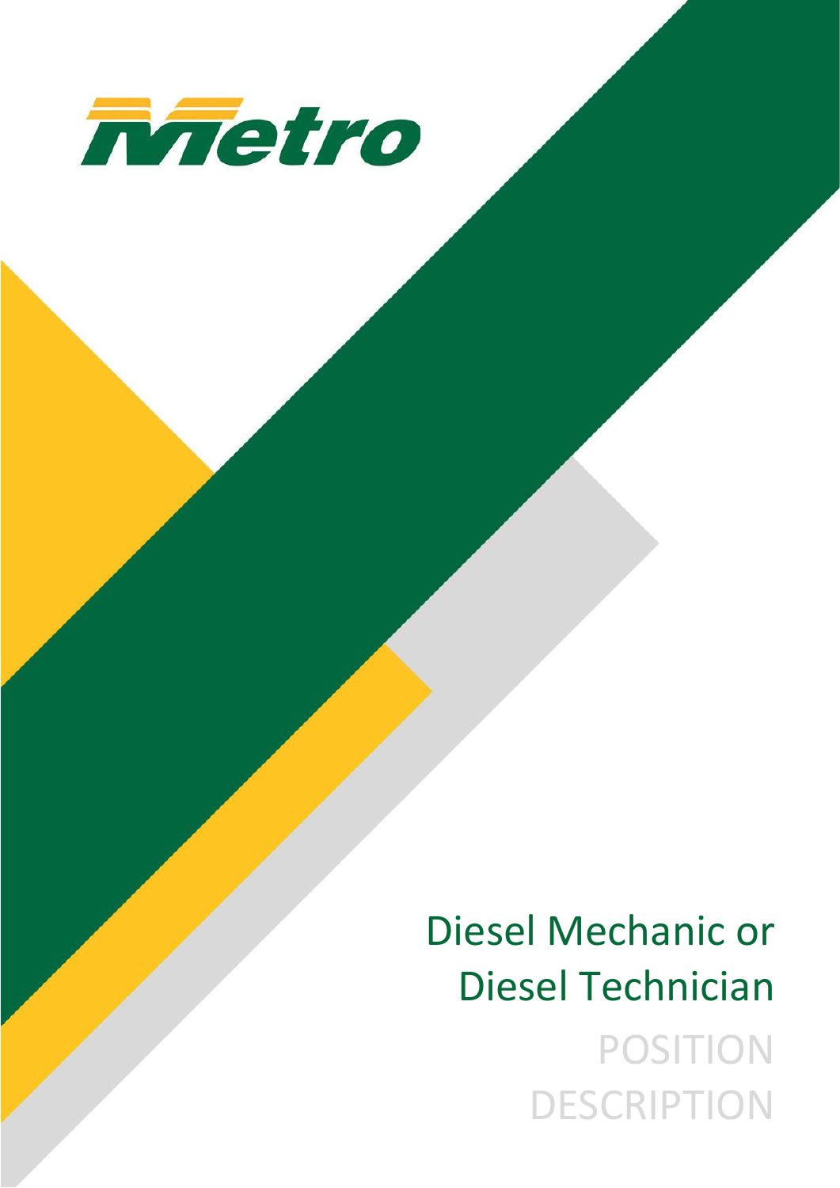Metro

# Diesel Mechanic or Diesel Technician

POSITION DESCRIPTION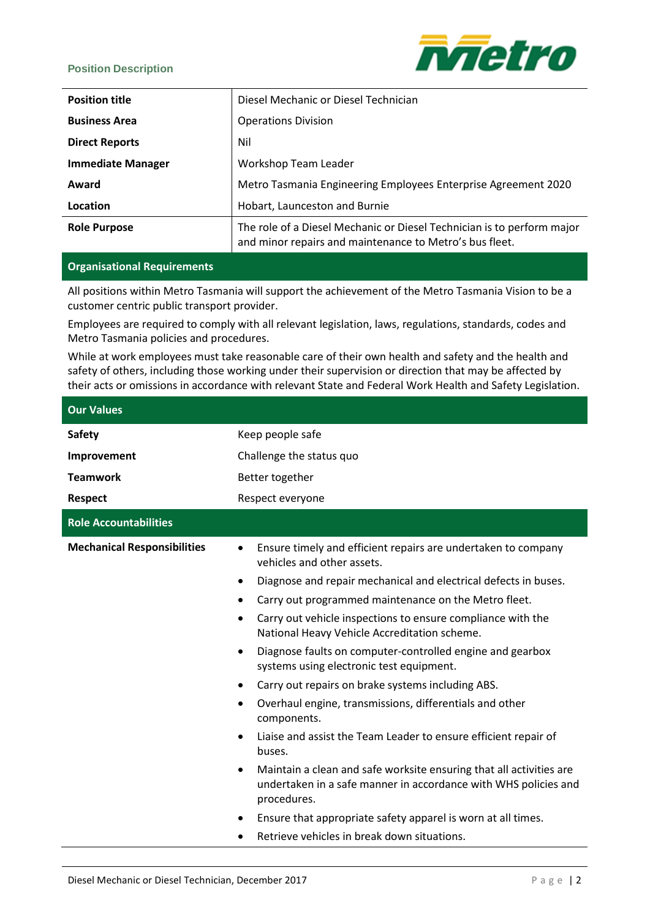Position Description

| | |
|---|---|
| **Position title** | Diesel Mechanic or Diesel Technician |
| **Business Area** | Operations Division |
| **Direct Reports** | Nil |
| **Immediate Manager** | Workshop Team Leader |
| **Award** | Metro Tasmania Engineering Employees Enterprise Agreement 2020 |
| **Location** | Hobart, Launceston and Burnie |
| **Role Purpose** | The role of a Diesel Mechanic or Diesel Technician is to perform major and minor repairs and maintenance to Metro's bus fleet. |

## Organisational Requirements

All positions within Metro Tasmania will support the achievement of the Metro Tasmania Vision to be a customer centric public transport provider.

Employees are required to comply with all relevant legislation, laws, regulations, standards, codes and Metro Tasmania policies and procedures.

While at work employees must take reasonable care of their own health and safety and the health and safety of others, including those working under their supervision or direction that may be affected by their acts or omissions in accordance with relevant State and Federal Work Health and Safety Legislation.

## Our Values

| | |
|---|---|
| **Safety** | Keep people safe |
| **Improvement** | Challenge the status quo |
| **Teamwork** | Better together |
| **Respect** | Respect everyone |

## Role Accountabilities

**Mechanical Responsibilities**

- Ensure timely and efficient repairs are undertaken to company vehicles and other assets.
- Diagnose and repair mechanical and electrical defects in buses.
- Carry out programmed maintenance on the Metro fleet.
- Carry out vehicle inspections to ensure compliance with the National Heavy Vehicle Accreditation scheme.
- Diagnose faults on computer-controlled engine and gearbox systems using electronic test equipment.
- Carry out repairs on brake systems including ABS.
- Overhaul engine, transmissions, differentials and other components.
- Liaise and assist the Team Leader to ensure efficient repair of buses.
- Maintain a clean and safe worksite ensuring that all activities are undertaken in a safe manner in accordance with WHS policies and procedures.
- Ensure that appropriate safety apparel is worn at all times.
- Retrieve vehicles in break down situations.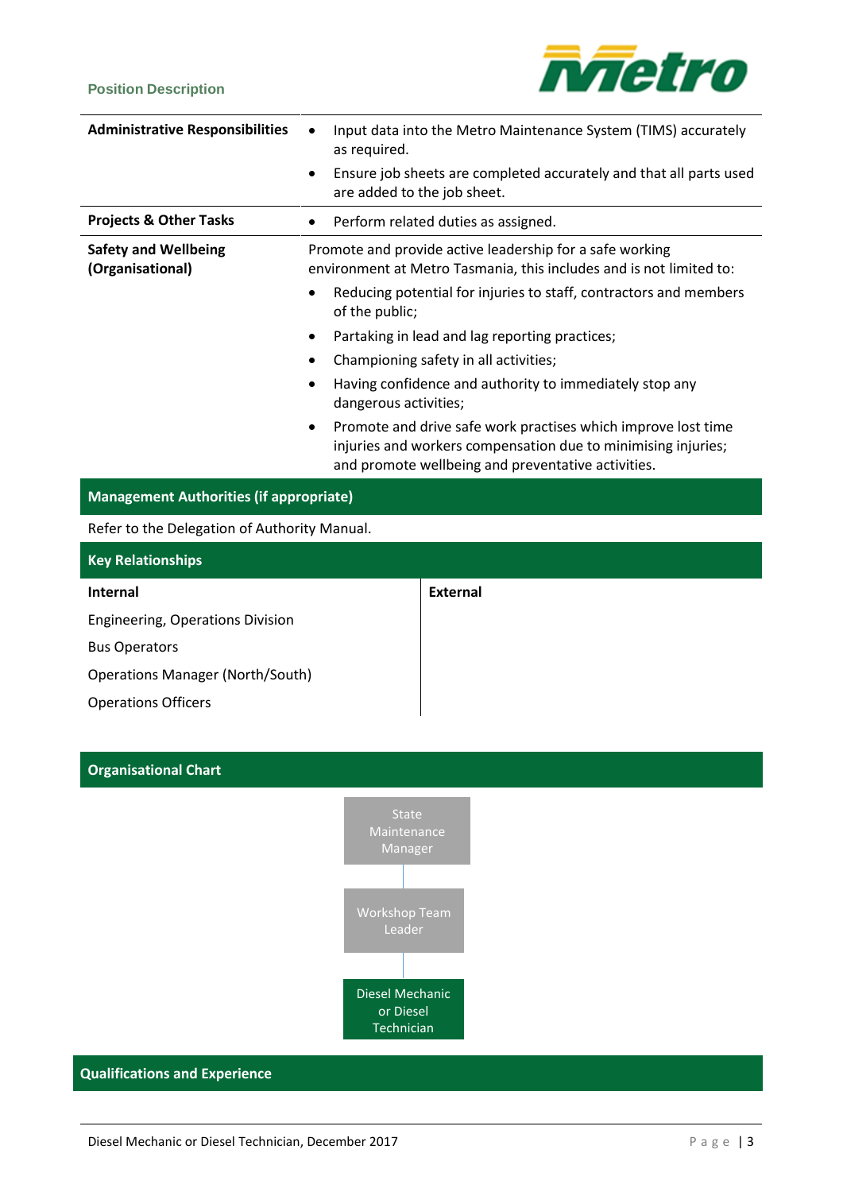| | |
|---|---|
| **Administrative Responsibilities** | • Input data into the Metro Maintenance System (TIMS) accurately as required.<br>• Ensure job sheets are completed accurately and that all parts used are added to the job sheet. |
| **Projects & Other Tasks** | • Perform related duties as assigned. |
| **Safety and Wellbeing (Organisational)** | Promote and provide active leadership for a safe working environment at Metro Tasmania, this includes and is not limited to:<br>• Reducing potential for injuries to staff, contractors and members of the public;<br>• Partaking in lead and lag reporting practices;<br>• Championing safety in all activities;<br>• Having confidence and authority to immediately stop any dangerous activities;<br>• Promote and drive safe work practises which improve lost time injuries and workers compensation due to minimising injuries; and promote wellbeing and preventative activities. |

## Management Authorities (if appropriate)

Refer to the Delegation of Authority Manual.

## Key Relationships

| Internal | External |
|---|---|
| Engineering, Operations Division | |
| Bus Operators | |
| Operations Manager (North/South) | |
| Operations Officers | |

## Organisational Chart

State Maintenance Manager
→ Workshop Team Leader
→ Diesel Mechanic or Diesel Technician

## Qualifications and Experience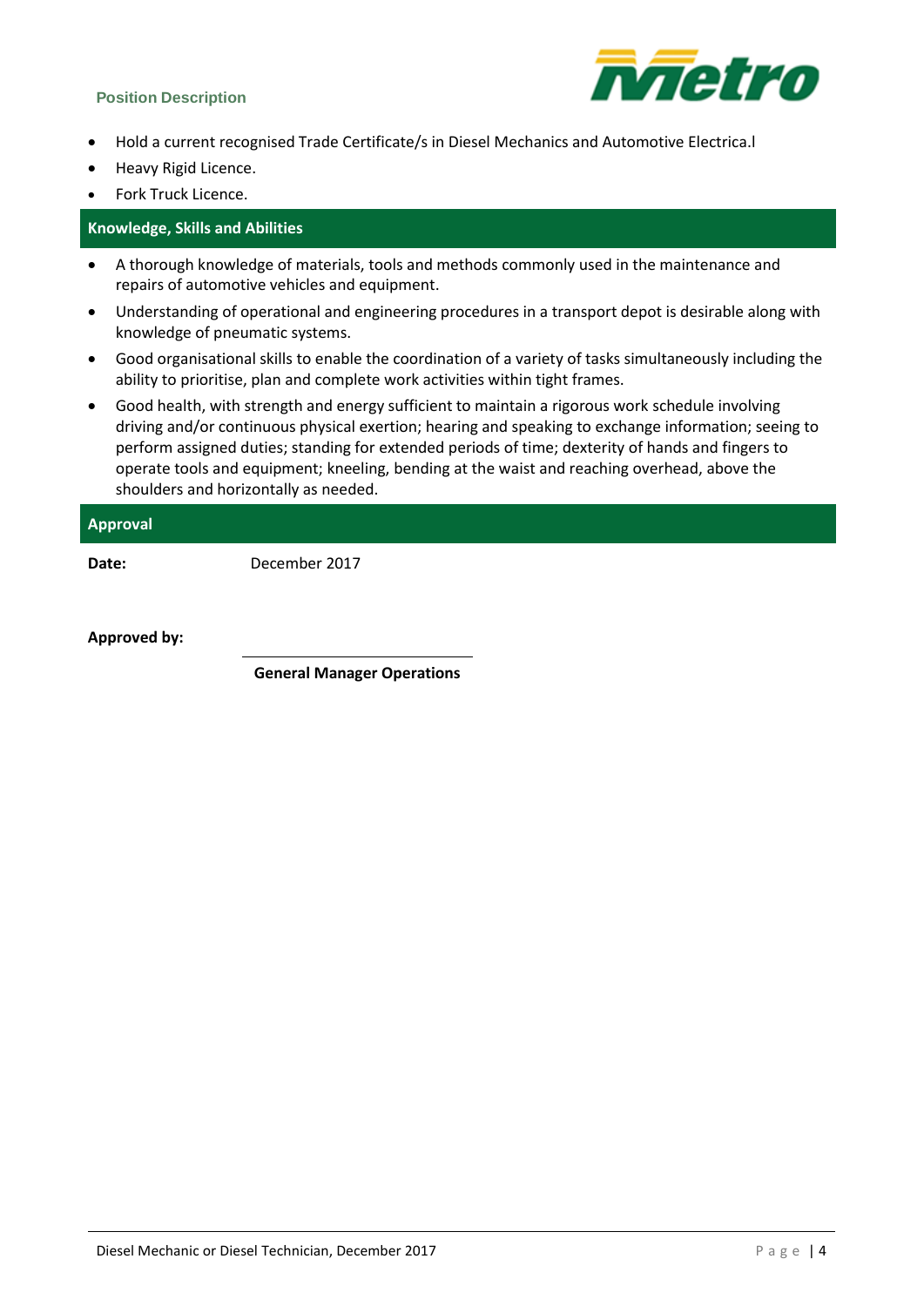- Hold a current recognised Trade Certificate/s in Diesel Mechanics and Automotive Electrica.l
- Heavy Rigid Licence.
- Fork Truck Licence.

## Knowledge, Skills and Abilities

- A thorough knowledge of materials, tools and methods commonly used in the maintenance and repairs of automotive vehicles and equipment.
- Understanding of operational and engineering procedures in a transport depot is desirable along with knowledge of pneumatic systems.
- Good organisational skills to enable the coordination of a variety of tasks simultaneously including the ability to prioritise, plan and complete work activities within tight frames.
- Good health, with strength and energy sufficient to maintain a rigorous work schedule involving driving and/or continuous physical exertion; hearing and speaking to exchange information; seeing to perform assigned duties; standing for extended periods of time; dexterity of hands and fingers to operate tools and equipment; kneeling, bending at the waist and reaching overhead, above the shoulders and horizontally as needed.

## Approval

**Date:** December 2017

**Approved by:**

\_\_\_\_\_\_\_\_\_\_\_\_\_\_\_\_\_\_\_\_\_\_\_\_\_\_\_\_\_\_

**General Manager Operations**